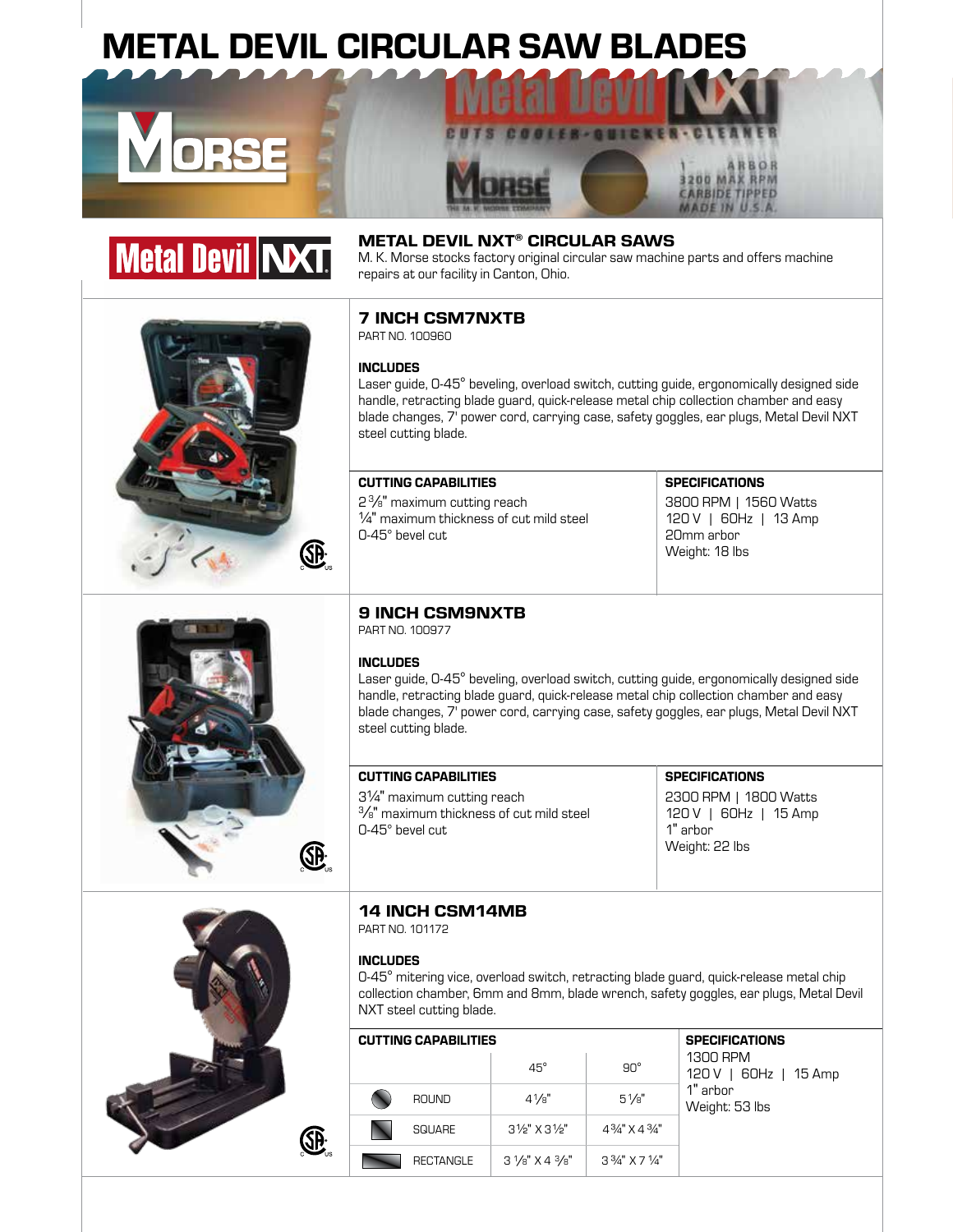# METAL DEVIL CIRCULAR SAW BLADES

## METAL DEVIL NXT® CIRCULAR SAWS

M. K. Morse stocks factory original circular saw machine parts and offers machine repairs at our facility in Canton, Ohio.

### 7 INCH CSM7NXTB

PART NO. 100960

**INCLUDES**

Laser guide, 0-45° beveling, overload switch, cutting guide, ergonomically designed side handle, retracting blade guard, quick-release metal chip collection chamber and easy blade changes, 7' power cord, carrying case, safety goggles, ear plugs, Metal Devil NXT steel cutting blade.

**CUTTING CAPABILITIES**

2 3/8" maximum cutting reach
1/4" maximum thickness of cut mild steel
0-45° bevel cut

**SPECIFICATIONS**

3800 RPM | 1560 Watts
120 V | 60Hz | 13 Amp
20mm arbor
Weight: 18 lbs

### 9 INCH CSM9NXTB

PART NO. 100977

**INCLUDES**

Laser guide, 0-45° beveling, overload switch, cutting guide, ergonomically designed side handle, retracting blade guard, quick-release metal chip collection chamber and easy blade changes, 7' power cord, carrying case, safety goggles, ear plugs, Metal Devil NXT steel cutting blade.

**CUTTING CAPABILITIES**

3 1/4" maximum cutting reach
3/8" maximum thickness of cut mild steel
0-45° bevel cut

**SPECIFICATIONS**

2300 RPM | 1800 Watts
120 V | 60Hz | 15 Amp
1" arbor
Weight: 22 lbs

### 14 INCH CSM14MB

PART NO. 101172

**INCLUDES**

0-45° mitering vice, overload switch, retracting blade guard, quick-release metal chip collection chamber, 6mm and 8mm, blade wrench, safety goggles, ear plugs, Metal Devil NXT steel cutting blade.

**CUTTING CAPABILITIES**

| | 45° | 90° |
|---|---|---|
| ROUND | 4 1/8" | 5 1/8" |
| SQUARE | 3 1/2" X 3 1/2" | 4 3/4" X 4 3/4" |
| RECTANGLE | 3 1/8" X 4 3/8" | 3 3/4" X 7 1/4" |

**SPECIFICATIONS**

1300 RPM
120 V | 60Hz | 15 Amp
1" arbor
Weight: 53 lbs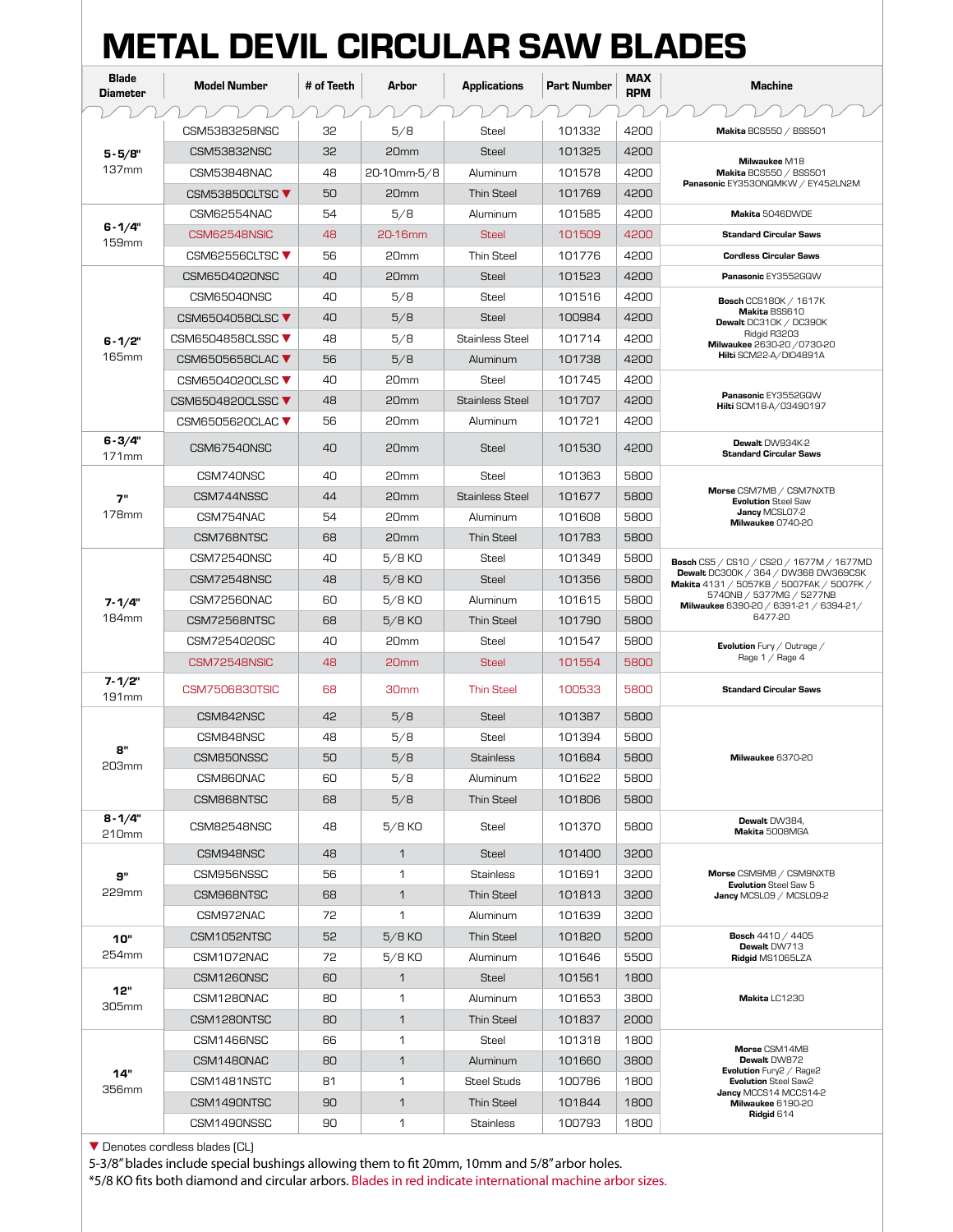# METAL DEVIL CIRCULAR SAW BLADES

| Blade Diameter | Model Number | # of Teeth | Arbor | Applications | Part Number | MAX RPM | Machine |
|---|---|---|---|---|---|---|---|
| 5-5/8" 137mm | CSM5383258NSC | 32 | 5/8 | Steel | 101332 | 4200 | **Makita** BCS550 / BSS501 |
| | CSM53832NSC | 32 | 20mm | Steel | 101325 | 4200 | **Milwaukee** M18 **Makita** BCS550 / BSS501 **Panasonic** EY3530NQMKW / EY452LN2M |
| | CSM53848NAC | 48 | 20-10mm-5/8 | Aluminum | 101578 | 4200 | |
| | CSM53850CLTSC ▼ | 50 | 20mm | Thin Steel | 101769 | 4200 | |
| 6-1/4" 159mm | CSM62554NAC | 54 | 5/8 | Aluminum | 101585 | 4200 | **Makita** 5046DWDE |
| | CSM62548NSIC | 48 | 20-16mm | Steel | 101509 | 4200 | **Standard Circular Saws** |
| | CSM62556CLTSC ▼ | 56 | 20mm | Thin Steel | 101776 | 4200 | **Cordless Circular Saws** |
| 6-1/2" 165mm | CSM6504020NSC | 40 | 20mm | Steel | 101523 | 4200 | **Panasonic** EY3552GQW |
| | CSM65040NSC | 40 | 5/8 | Steel | 101516 | 4200 | **Bosch** CCS180K / 1617K **Makita** BSS610 **Dewalt** DC310K / DC390K Ridgid R3203 **Milwaukee** 2630-20 / 0730-20 **Hilti** SCM22-A/DI04891A |
| | CSM6504058CLSC ▼ | 40 | 5/8 | Steel | 100984 | 4200 | |
| | CSM6504858CLSSC ▼ | 48 | 5/8 | Stainless Steel | 101714 | 4200 | |
| | CSM6505658CLAC ▼ | 56 | 5/8 | Aluminum | 101738 | 4200 | |
| | CSM6504020CLSC ▼ | 40 | 20mm | Steel | 101745 | 4200 | **Panasonic** EY3552GQW **Hilti** SCM18-A/03490197 |
| | CSM6504820CLSSC ▼ | 48 | 20mm | Stainless Steel | 101707 | 4200 | |
| | CSM6505620CLAC ▼ | 56 | 20mm | Aluminum | 101721 | 4200 | |
| 6-3/4" 171mm | CSM67540NSC | 40 | 20mm | Steel | 101530 | 4200 | **Dewalt** DW934K-2 **Standard Circular Saws** |
| 7" 178mm | CSM740NSC | 40 | 20mm | Steel | 101363 | 5800 | **Morse** CSM7MB / CSM7NXTB **Evolution** Steel Saw **Jancy** MCSL07-2 **Milwaukee** 0740-20 |
| | CSM744NSSC | 44 | 20mm | Stainless Steel | 101677 | 5800 | |
| | CSM754NAC | 54 | 20mm | Aluminum | 101608 | 5800 | |
| | CSM768NTSC | 68 | 20mm | Thin Steel | 101783 | 5800 | |
| 7-1/4" 184mm | CSM72540NSC | 40 | 5/8 KO | Steel | 101349 | 5800 | **Bosch** CS5 / CS10 / CS20 / 1677M / 1677MD **Dewalt** DC300K / 364 / DW368 DW369CSK **Makita** 4131 / 5057KB / 5007FAK / 5007FK / 5740NB / 5377MG / 5277NB **Milwaukee** 6390-20 / 6391-21 / 6394-21/ 6477-20 |
| | CSM72548NSC | 48 | 5/8 KO | Steel | 101356 | 5800 | |
| | CSM72560NAC | 60 | 5/8 KO | Aluminum | 101615 | 5800 | |
| | CSM72568NTSC | 68 | 5/8 KO | Thin Steel | 101790 | 5800 | |
| | CSM7254020SC | 40 | 20mm | Steel | 101547 | 5800 | **Evolution** Fury / Outrage / Rage 1 / Rage 4 |
| | CSM72548NSIC | 48 | 20mm | Steel | 101554 | 5800 | |
| 7-1/2" 191mm | CSM7506830TSIC | 68 | 30mm | Thin Steel | 100533 | 5800 | **Standard Circular Saws** |
| 8" 203mm | CSM842NSC | 42 | 5/8 | Steel | 101387 | 5800 | **Milwaukee** 6370-20 |
| | CSM848NSC | 48 | 5/8 | Steel | 101394 | 5800 | |
| | CSM850NSSC | 50 | 5/8 | Stainless | 101684 | 5800 | |
| | CSM860NAC | 60 | 5/8 | Aluminum | 101622 | 5800 | |
| | CSM868NTSC | 68 | 5/8 | Thin Steel | 101806 | 5800 | |
| 8-1/4" 210mm | CSM82548NSC | 48 | 5/8 KO | Steel | 101370 | 5800 | **Dewalt** DW384, **Makita** 5008MGA |
| 9" 229mm | CSM948NSC | 48 | 1 | Steel | 101400 | 3200 | **Morse** CSM9MB / CSM9NXTB **Evolution** Steel Saw 5 **Jancy** MCSL09 / MCSL09-2 |
| | CSM956NSSC | 56 | 1 | Stainless | 101691 | 3200 | |
| | CSM968NTSC | 68 | 1 | Thin Steel | 101813 | 3200 | |
| | CSM972NAC | 72 | 1 | Aluminum | 101639 | 3200 | |
| 10" 254mm | CSM1052NTSC | 52 | 5/8 KO | Thin Steel | 101820 | 5200 | **Bosch** 4410 / 4405 **Dewalt** DW713 **Ridgid** MS1065LZA |
| | CSM1072NAC | 72 | 5/8 KO | Aluminum | 101646 | 5500 | |
| 12" 305mm | CSM1260NSC | 60 | 1 | Steel | 101561 | 1800 | **Makita** LC1230 |
| | CSM1280NAC | 80 | 1 | Aluminum | 101653 | 3800 | |
| | CSM1280NTSC | 80 | 1 | Thin Steel | 101837 | 2000 | |
| 14" 356mm | CSM1466NSC | 66 | 1 | Steel | 101318 | 1800 | **Morse** CSM14MB **Dewalt** DW872 **Evolution** Fury2 / Rage2 **Evolution** Steel Saw2 **Jancy** MCCS14 MCCS14-2 **Milwaukee** 6190-20 **Ridgid** 614 |
| | CSM1480NAC | 80 | 1 | Aluminum | 101660 | 3800 | |
| | CSM1481NSTC | 81 | 1 | Steel Studs | 100786 | 1800 | |
| | CSM1490NTSC | 90 | 1 | Thin Steel | 101844 | 1800 | |
| | CSM1490NSSC | 90 | 1 | Stainless | 100793 | 1800 | |

▼ Denotes cordless blades (CL)

5-3/8" blades include special bushings allowing them to fit 20mm, 10mm and 5/8" arbor holes.

*5/8 KO fits both diamond and circular arbors. Blades in red indicate international machine arbor sizes.